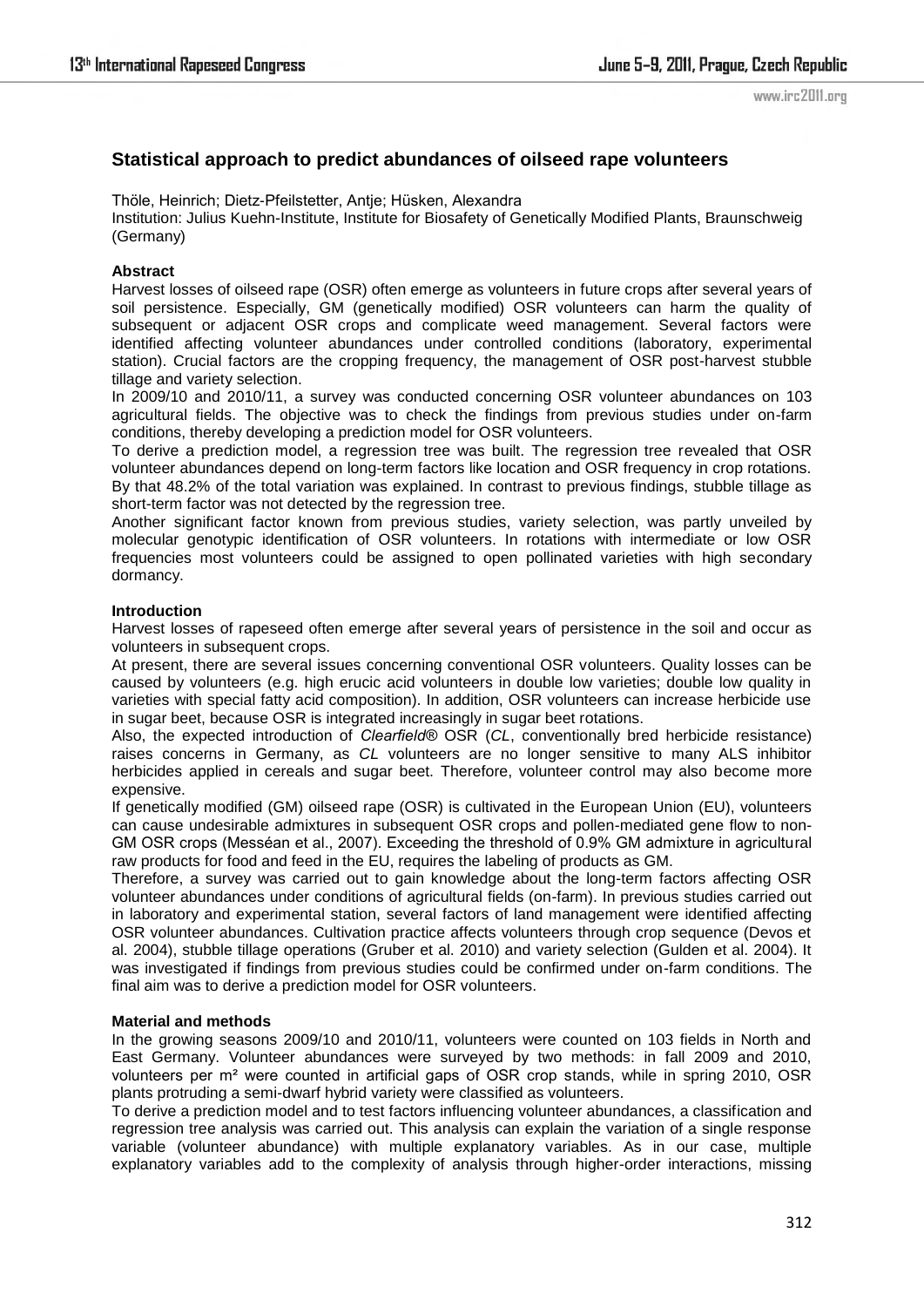## Statistical approach to predict abundances of oilseed rape volunteers

Thöle, Heinrich; Dietz-Pfeilstetter, Antje; Hüsken, Alexandra

Institution: Julius Kuehn-Institute, Institute for Biosafety of Genetically Modified Plants, Braunschweig (Germany)

### Abstract

Harvest losses of oilseed rape (OSR) often emerge as volunteers in future crops after several years of soil persistence. Especially, GM (genetically modified) OSR volunteers can harm the quality of subsequent or adjacent OSR crops and complicate weed management. Several factors were identified affecting volunteer abundances under controlled conditions (laboratory, experimental station). Crucial factors are the cropping frequency, the management of OSR post-harvest stubble tillage and variety selection.

In 2009/10 and 2010/11, a survey was conducted concerning OSR volunteer abundances on 103 agricultural fields. The objective was to check the findings from previous studies under on-farm conditions, thereby developing a prediction model for OSR volunteers.

To derive a prediction model, a regression tree was built. The regression tree revealed that OSR volunteer abundances depend on long-term factors like location and OSR frequency in crop rotations. By that 48.2% of the total variation was explained. In contrast to previous findings, stubble tillage as short-term factor was not detected by the regression tree.

Another significant factor known from previous studies, variety selection, was partly unveiled by molecular genotypic identification of OSR volunteers. In rotations with intermediate or low OSR frequencies most volunteers could be assigned to open pollinated varieties with high secondary dormancy.

### Introduction

Harvest losses of rapeseed often emerge after several years of persistence in the soil and occur as volunteers in subsequent crops.

At present, there are several issues concerning conventional OSR volunteers. Quality losses can be caused by volunteers (e.g. high erucic acid volunteers in double low varieties; double low quality in varieties with special fatty acid composition). In addition, OSR volunteers can increase herbicide use in sugar beet, because OSR is integrated increasingly in sugar beet rotations.

Also, the expected introduction of *Clearfield*® OSR (*CL*, conventionally bred herbicide resistance) raises concerns in Germany, as *CL* volunteers are no longer sensitive to many ALS inhibitor herbicides applied in cereals and sugar beet. Therefore, volunteer control may also become more expensive.

If genetically modified (GM) oilseed rape (OSR) is cultivated in the European Union (EU), volunteers can cause undesirable admixtures in subsequent OSR crops and pollen-mediated gene flow to non-GM OSR crops (Messéan et al., 2007). Exceeding the threshold of 0.9% GM admixture in agricultural raw products for food and feed in the EU, requires the labeling of products as GM.

Therefore, a survey was carried out to gain knowledge about the long-term factors affecting OSR volunteer abundances under conditions of agricultural fields (on-farm). In previous studies carried out in laboratory and experimental station, several factors of land management were identified affecting OSR volunteer abundances. Cultivation practice affects volunteers through crop sequence (Devos et al. 2004), stubble tillage operations (Gruber et al. 2010) and variety selection (Gulden et al. 2004). It was investigated if findings from previous studies could be confirmed under on-farm conditions. The final aim was to derive a prediction model for OSR volunteers.

### Material and methods

In the growing seasons 2009/10 and 2010/11, volunteers were counted on 103 fields in North and East Germany. Volunteer abundances were surveyed by two methods: in fall 2009 and 2010, volunteers per m² were counted in artificial gaps of OSR crop stands, while in spring 2010, OSR plants protruding a semi-dwarf hybrid variety were classified as volunteers.

To derive a prediction model and to test factors influencing volunteer abundances, a classification and regression tree analysis was carried out. This analysis can explain the variation of a single response variable (volunteer abundance) with multiple explanatory variables. As in our case, multiple explanatory variables add to the complexity of analysis through higher-order interactions, missing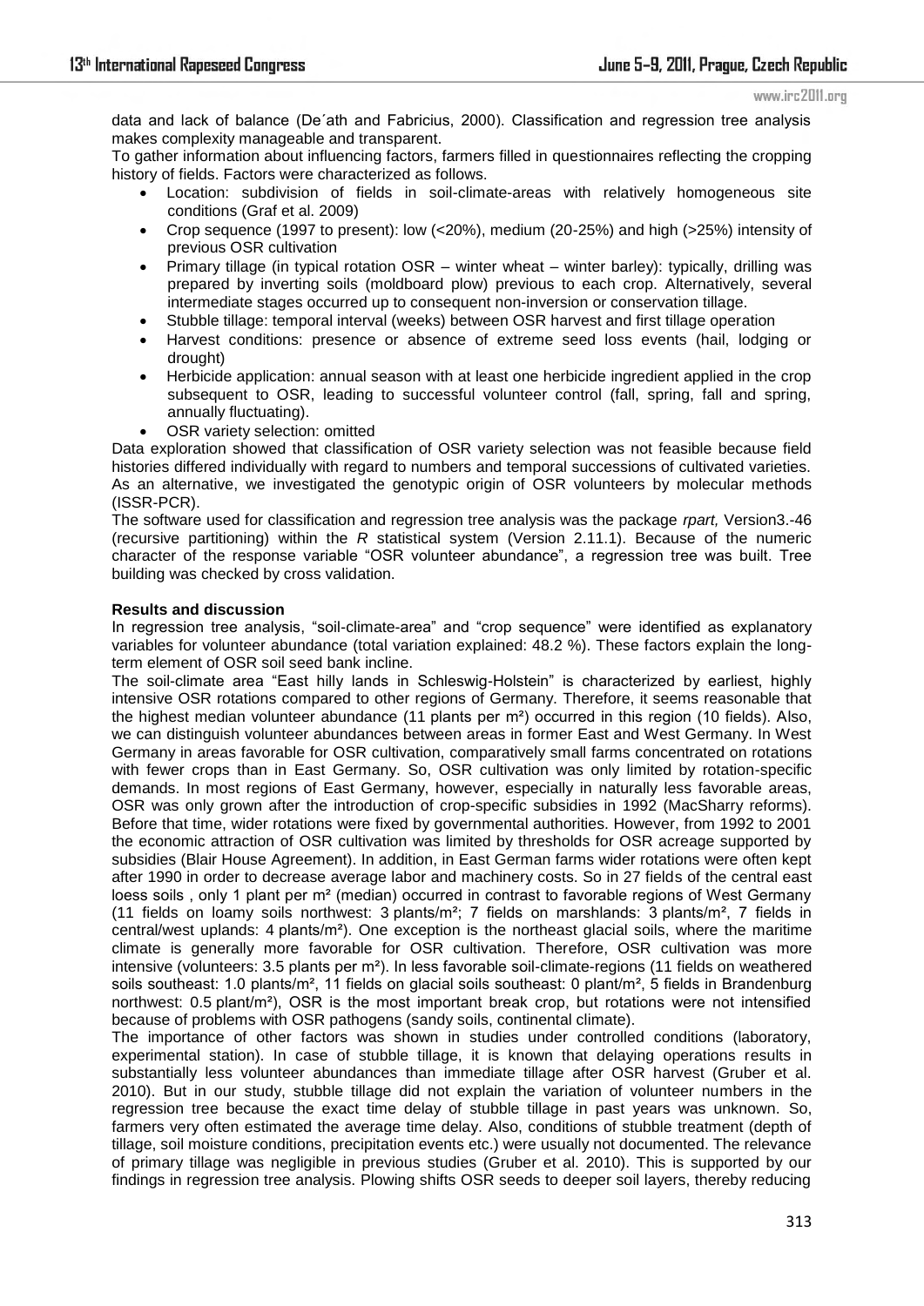data and lack of balance (De´ath and Fabricius, 2000). Classification and regression tree analysis makes complexity manageable and transparent.

To gather information about influencing factors, farmers filled in questionnaires reflecting the cropping history of fields. Factors were characterized as follows.

- Location: subdivision of fields in soil-climate-areas with relatively homogeneous site conditions (Graf et al. 2009)
- Crop sequence (1997 to present): low (<20%), medium (20-25%) and high (>25%) intensity of previous OSR cultivation
- Primary tillage (in typical rotation OSR – winter wheat – winter barley): typically, drilling was prepared by inverting soils (moldboard plow) previous to each crop. Alternatively, several intermediate stages occurred up to consequent non-inversion or conservation tillage.
- Stubble tillage: temporal interval (weeks) between OSR harvest and first tillage operation
- Harvest conditions: presence or absence of extreme seed loss events (hail, lodging or drought)
- Herbicide application: annual season with at least one herbicide ingredient applied in the crop subsequent to OSR, leading to successful volunteer control (fall, spring, fall and spring, annually fluctuating).
- OSR variety selection: omitted

Data exploration showed that classification of OSR variety selection was not feasible because field histories differed individually with regard to numbers and temporal successions of cultivated varieties. As an alternative, we investigated the genotypic origin of OSR volunteers by molecular methods (ISSR-PCR).

The software used for classification and regression tree analysis was the package *rpart,* Version3.-46 (recursive partitioning) within the *R* statistical system (Version 2.11.1). Because of the numeric character of the response variable "OSR volunteer abundance", a regression tree was built. Tree building was checked by cross validation.

**Results and discussion**

In regression tree analysis, "soil-climate-area" and "crop sequence" were identified as explanatory variables for volunteer abundance (total variation explained: 48.2 %). These factors explain the long-term element of OSR soil seed bank incline.

The soil-climate area "East hilly lands in Schleswig-Holstein" is characterized by earliest, highly intensive OSR rotations compared to other regions of Germany. Therefore, it seems reasonable that the highest median volunteer abundance (11 plants per m²) occurred in this region (10 fields). Also, we can distinguish volunteer abundances between areas in former East and West Germany. In West Germany in areas favorable for OSR cultivation, comparatively small farms concentrated on rotations with fewer crops than in East Germany. So, OSR cultivation was only limited by rotation-specific demands. In most regions of East Germany, however, especially in naturally less favorable areas, OSR was only grown after the introduction of crop-specific subsidies in 1992 (MacSharry reforms). Before that time, wider rotations were fixed by governmental authorities. However, from 1992 to 2001 the economic attraction of OSR cultivation was limited by thresholds for OSR acreage supported by subsidies (Blair House Agreement). In addition, in East German farms wider rotations were often kept after 1990 in order to decrease average labor and machinery costs. So in 27 fields of the central east loess soils , only 1 plant per m² (median) occurred in contrast to favorable regions of West Germany (11 fields on loamy soils northwest: 3 plants/m²; 7 fields on marshlands: 3 plants/m², 7 fields in central/west uplands: 4 plants/m²). One exception is the northeast glacial soils, where the maritime climate is generally more favorable for OSR cultivation. Therefore, OSR cultivation was more intensive (volunteers: 3.5 plants per m²). In less favorable soil-climate-regions (11 fields on weathered soils southeast: 1.0 plants/m², 11 fields on glacial soils southeast: 0 plant/m², 5 fields in Brandenburg northwest: 0.5 plant/m²), OSR is the most important break crop, but rotations were not intensified because of problems with OSR pathogens (sandy soils, continental climate).

The importance of other factors was shown in studies under controlled conditions (laboratory, experimental station). In case of stubble tillage, it is known that delaying operations results in substantially less volunteer abundances than immediate tillage after OSR harvest (Gruber et al. 2010). But in our study, stubble tillage did not explain the variation of volunteer numbers in the regression tree because the exact time delay of stubble tillage in past years was unknown. So, farmers very often estimated the average time delay. Also, conditions of stubble treatment (depth of tillage, soil moisture conditions, precipitation events etc.) were usually not documented. The relevance of primary tillage was negligible in previous studies (Gruber et al. 2010). This is supported by our findings in regression tree analysis. Plowing shifts OSR seeds to deeper soil layers, thereby reducing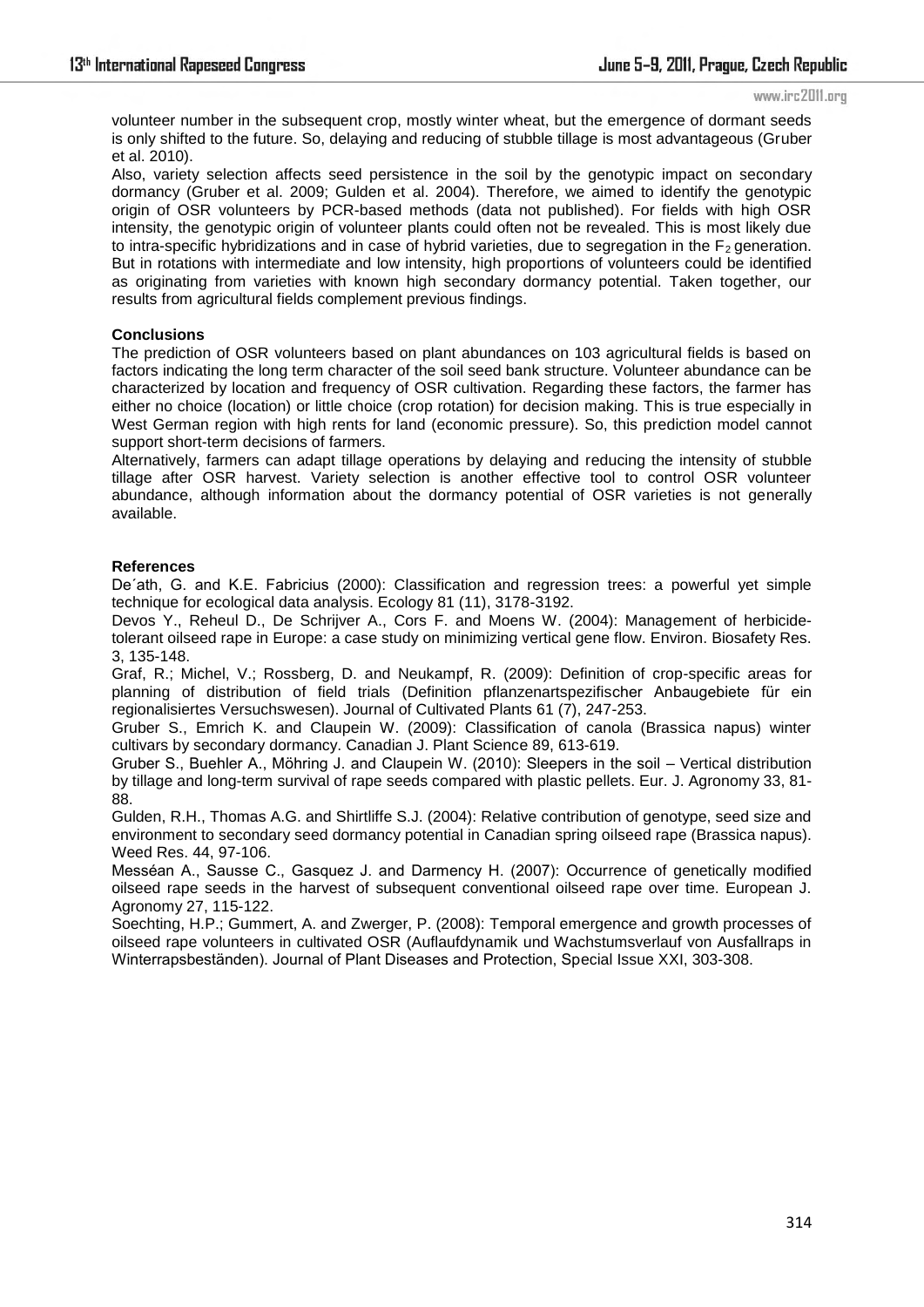volunteer number in the subsequent crop, mostly winter wheat, but the emergence of dormant seeds is only shifted to the future. So, delaying and reducing of stubble tillage is most advantageous (Gruber et al. 2010).

Also, variety selection affects seed persistence in the soil by the genotypic impact on secondary dormancy (Gruber et al. 2009; Gulden et al. 2004). Therefore, we aimed to identify the genotypic origin of OSR volunteers by PCR-based methods (data not published). For fields with high OSR intensity, the genotypic origin of volunteer plants could often not be revealed. This is most likely due to intra-specific hybridizations and in case of hybrid varieties, due to segregation in the $F_2$ generation. But in rotations with intermediate and low intensity, high proportions of volunteers could be identified as originating from varieties with known high secondary dormancy potential. Taken together, our results from agricultural fields complement previous findings.

**Conclusions**

The prediction of OSR volunteers based on plant abundances on 103 agricultural fields is based on factors indicating the long term character of the soil seed bank structure. Volunteer abundance can be characterized by location and frequency of OSR cultivation. Regarding these factors, the farmer has either no choice (location) or little choice (crop rotation) for decision making. This is true especially in West German region with high rents for land (economic pressure). So, this prediction model cannot support short-term decisions of farmers.

Alternatively, farmers can adapt tillage operations by delaying and reducing the intensity of stubble tillage after OSR harvest. Variety selection is another effective tool to control OSR volunteer abundance, although information about the dormancy potential of OSR varieties is not generally available.

**References**

De´ath, G. and K.E. Fabricius (2000): Classification and regression trees: a powerful yet simple technique for ecological data analysis. Ecology 81 (11), 3178-3192.

Devos Y., Reheul D., De Schrijver A., Cors F. and Moens W. (2004): Management of herbicide-tolerant oilseed rape in Europe: a case study on minimizing vertical gene flow. Environ. Biosafety Res. 3, 135-148.

Graf, R.; Michel, V.; Rossberg, D. and Neukampf, R. (2009): Definition of crop-specific areas for planning of distribution of field trials (Definition pflanzenartspezifischer Anbaugebiete für ein regionalisiertes Versuchswesen). Journal of Cultivated Plants 61 (7), 247-253.

Gruber S., Emrich K. and Claupein W. (2009): Classification of canola (Brassica napus) winter cultivars by secondary dormancy. Canadian J. Plant Science 89, 613-619.

Gruber S., Buehler A., Möhring J. and Claupein W. (2010): Sleepers in the soil – Vertical distribution by tillage and long-term survival of rape seeds compared with plastic pellets. Eur. J. Agronomy 33, 81-88.

Gulden, R.H., Thomas A.G. and Shirtliffe S.J. (2004): Relative contribution of genotype, seed size and environment to secondary seed dormancy potential in Canadian spring oilseed rape (Brassica napus). Weed Res. 44, 97-106.

Messéan A., Sausse C., Gasquez J. and Darmency H. (2007): Occurrence of genetically modified oilseed rape seeds in the harvest of subsequent conventional oilseed rape over time. European J. Agronomy 27, 115-122.

Soechting, H.P.; Gummert, A. and Zwerger, P. (2008): Temporal emergence and growth processes of oilseed rape volunteers in cultivated OSR (Auflaufdynamik und Wachstumsverlauf von Ausfallraps in Winterrapsbeständen). Journal of Plant Diseases and Protection, Special Issue XXI, 303-308.